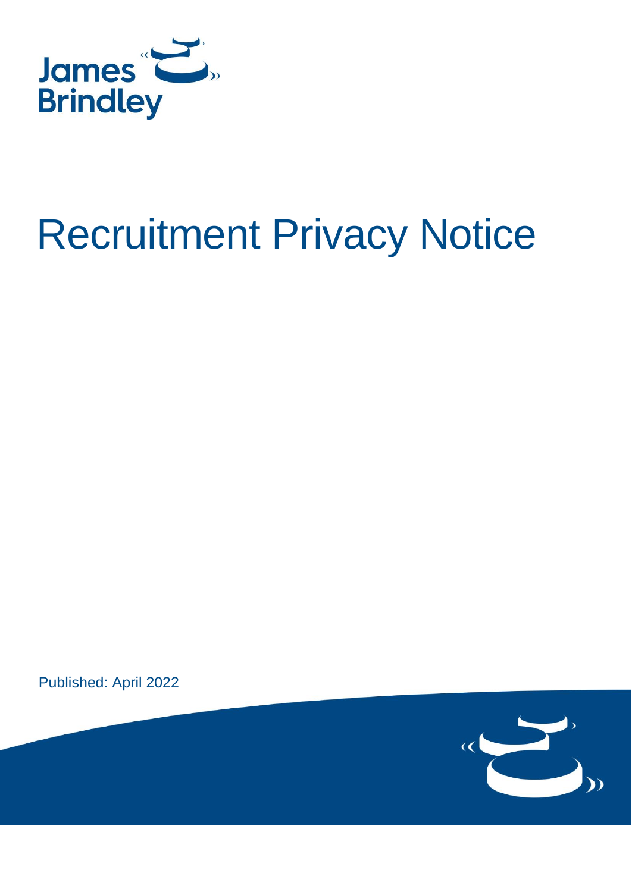James Brindley

# Recruitment Privacy Notice

Published: April 2022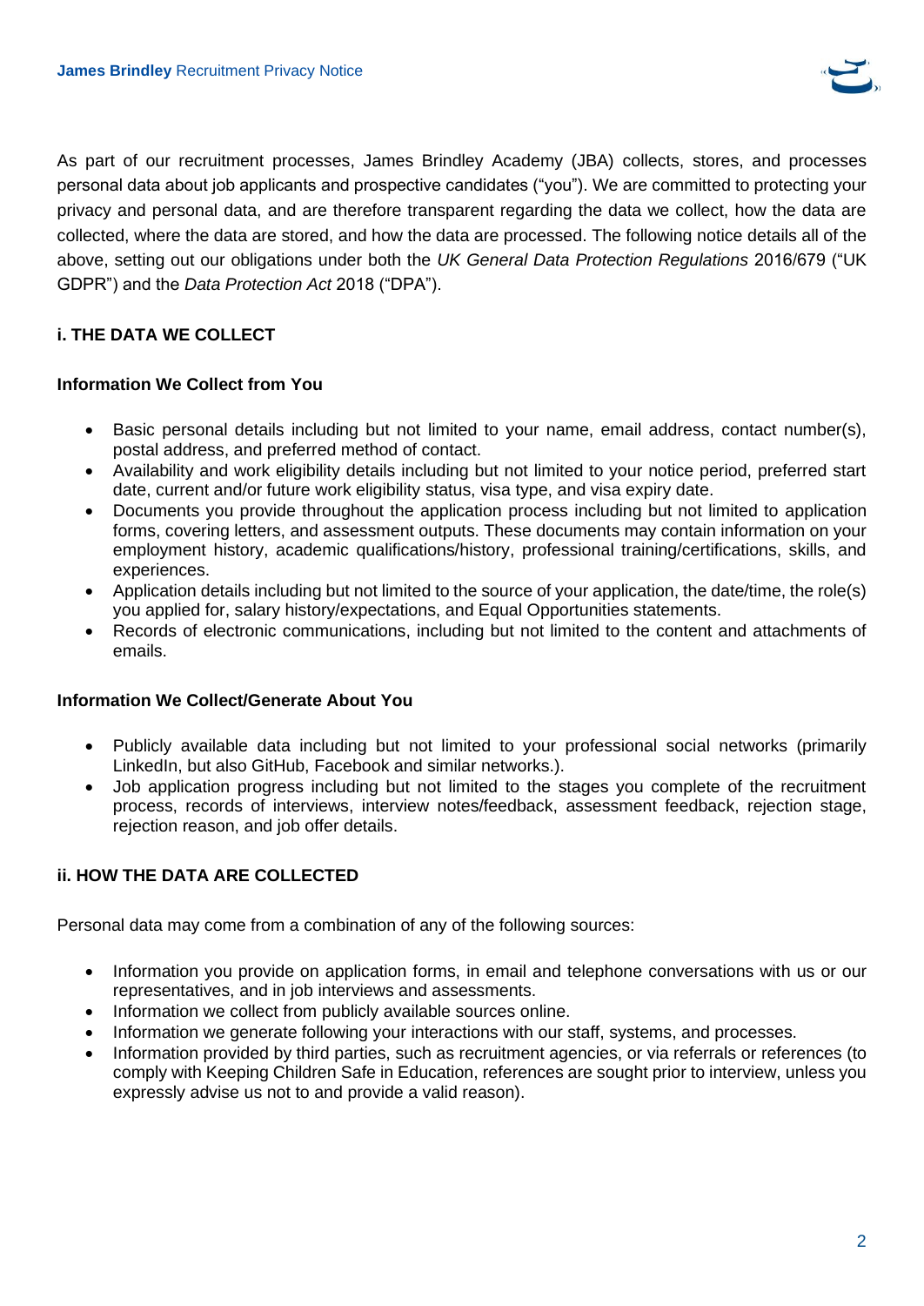As part of our recruitment processes, James Brindley Academy (JBA) collects, stores, and processes personal data about job applicants and prospective candidates ("you"). We are committed to protecting your privacy and personal data, and are therefore transparent regarding the data we collect, how the data are collected, where the data are stored, and how the data are processed. The following notice details all of the above, setting out our obligations under both the *UK General Data Protection Regulations* 2016/679 ("UK GDPR") and the *Data Protection Act* 2018 ("DPA").

## i. THE DATA WE COLLECT

### Information We Collect from You

- Basic personal details including but not limited to your name, email address, contact number(s), postal address, and preferred method of contact.
- Availability and work eligibility details including but not limited to your notice period, preferred start date, current and/or future work eligibility status, visa type, and visa expiry date.
- Documents you provide throughout the application process including but not limited to application forms, covering letters, and assessment outputs. These documents may contain information on your employment history, academic qualifications/history, professional training/certifications, skills, and experiences.
- Application details including but not limited to the source of your application, the date/time, the role(s) you applied for, salary history/expectations, and Equal Opportunities statements.
- Records of electronic communications, including but not limited to the content and attachments of emails.

### Information We Collect/Generate About You

- Publicly available data including but not limited to your professional social networks (primarily LinkedIn, but also GitHub, Facebook and similar networks.).
- Job application progress including but not limited to the stages you complete of the recruitment process, records of interviews, interview notes/feedback, assessment feedback, rejection stage, rejection reason, and job offer details.

## ii. HOW THE DATA ARE COLLECTED

Personal data may come from a combination of any of the following sources:

- Information you provide on application forms, in email and telephone conversations with us or our representatives, and in job interviews and assessments.
- Information we collect from publicly available sources online.
- Information we generate following your interactions with our staff, systems, and processes.
- Information provided by third parties, such as recruitment agencies, or via referrals or references (to comply with Keeping Children Safe in Education, references are sought prior to interview, unless you expressly advise us not to and provide a valid reason).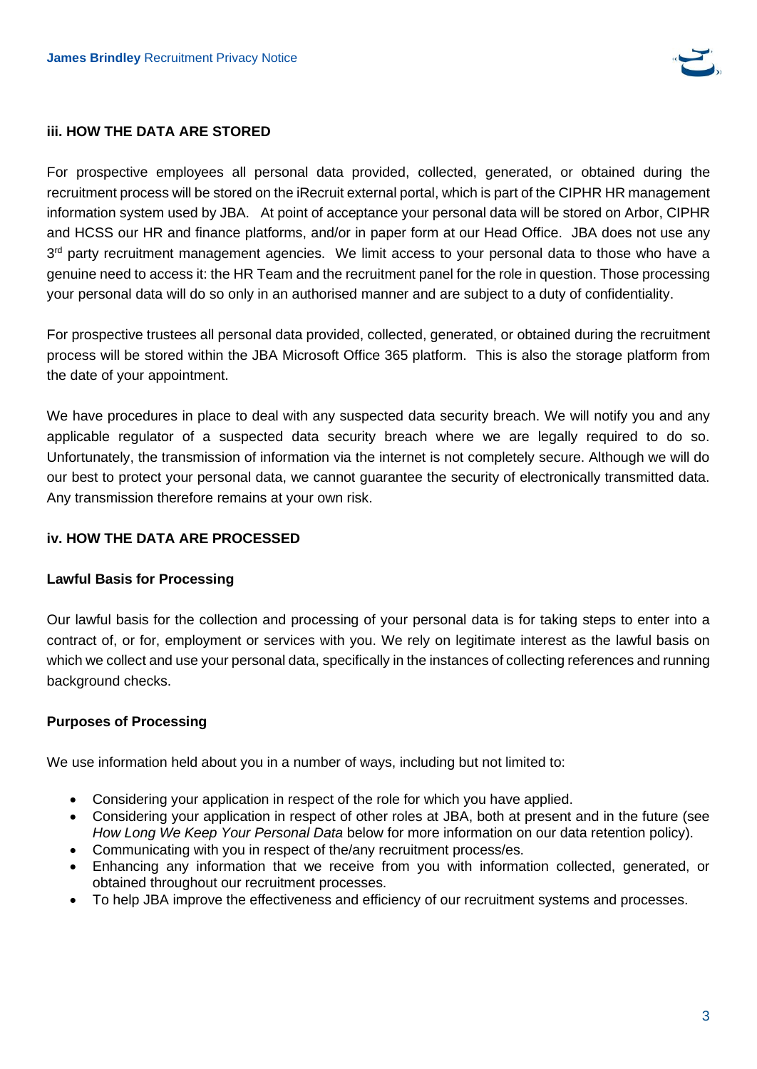### iii. HOW THE DATA ARE STORED

For prospective employees all personal data provided, collected, generated, or obtained during the recruitment process will be stored on the iRecruit external portal, which is part of the CIPHR HR management information system used by JBA. At point of acceptance your personal data will be stored on Arbor, CIPHR and HCSS our HR and finance platforms, and/or in paper form at our Head Office. JBA does not use any 3rd party recruitment management agencies. We limit access to your personal data to those who have a genuine need to access it: the HR Team and the recruitment panel for the role in question. Those processing your personal data will do so only in an authorised manner and are subject to a duty of confidentiality.

For prospective trustees all personal data provided, collected, generated, or obtained during the recruitment process will be stored within the JBA Microsoft Office 365 platform. This is also the storage platform from the date of your appointment.

We have procedures in place to deal with any suspected data security breach. We will notify you and any applicable regulator of a suspected data security breach where we are legally required to do so. Unfortunately, the transmission of information via the internet is not completely secure. Although we will do our best to protect your personal data, we cannot guarantee the security of electronically transmitted data. Any transmission therefore remains at your own risk.

### iv. HOW THE DATA ARE PROCESSED

#### Lawful Basis for Processing

Our lawful basis for the collection and processing of your personal data is for taking steps to enter into a contract of, or for, employment or services with you. We rely on legitimate interest as the lawful basis on which we collect and use your personal data, specifically in the instances of collecting references and running background checks.

#### Purposes of Processing

We use information held about you in a number of ways, including but not limited to:

- Considering your application in respect of the role for which you have applied.
- Considering your application in respect of other roles at JBA, both at present and in the future (see *How Long We Keep Your Personal Data* below for more information on our data retention policy).
- Communicating with you in respect of the/any recruitment process/es.
- Enhancing any information that we receive from you with information collected, generated, or obtained throughout our recruitment processes.
- To help JBA improve the effectiveness and efficiency of our recruitment systems and processes.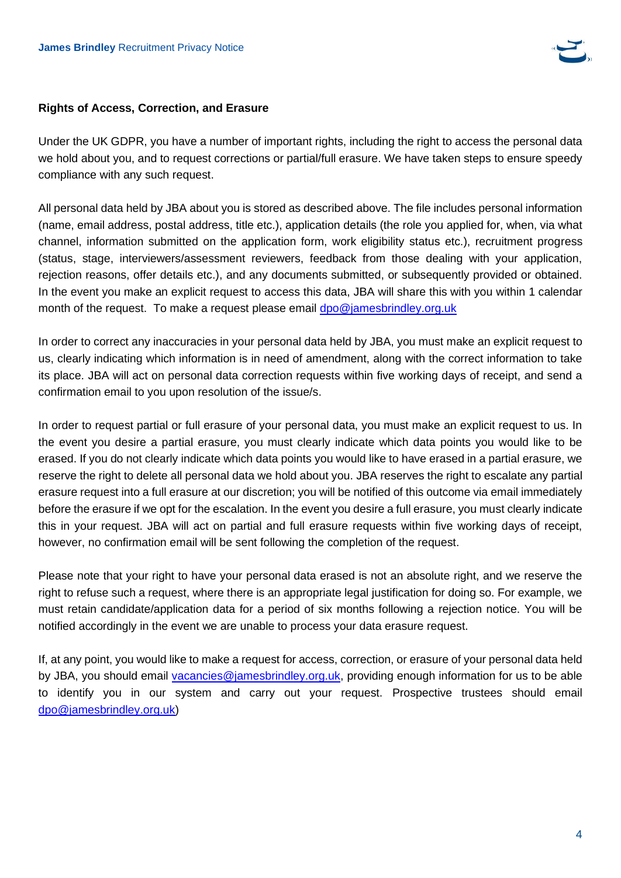**Rights of Access, Correction, and Erasure**

Under the UK GDPR, you have a number of important rights, including the right to access the personal data we hold about you, and to request corrections or partial/full erasure. We have taken steps to ensure speedy compliance with any such request.

All personal data held by JBA about you is stored as described above. The file includes personal information (name, email address, postal address, title etc.), application details (the role you applied for, when, via what channel, information submitted on the application form, work eligibility status etc.), recruitment progress (status, stage, interviewers/assessment reviewers, feedback from those dealing with your application, rejection reasons, offer details etc.), and any documents submitted, or subsequently provided or obtained. In the event you make an explicit request to access this data, JBA will share this with you within 1 calendar month of the request. To make a request please email dpo@jamesbrindley.org.uk

In order to correct any inaccuracies in your personal data held by JBA, you must make an explicit request to us, clearly indicating which information is in need of amendment, along with the correct information to take its place. JBA will act on personal data correction requests within five working days of receipt, and send a confirmation email to you upon resolution of the issue/s.

In order to request partial or full erasure of your personal data, you must make an explicit request to us. In the event you desire a partial erasure, you must clearly indicate which data points you would like to be erased. If you do not clearly indicate which data points you would like to have erased in a partial erasure, we reserve the right to delete all personal data we hold about you. JBA reserves the right to escalate any partial erasure request into a full erasure at our discretion; you will be notified of this outcome via email immediately before the erasure if we opt for the escalation. In the event you desire a full erasure, you must clearly indicate this in your request. JBA will act on partial and full erasure requests within five working days of receipt, however, no confirmation email will be sent following the completion of the request.

Please note that your right to have your personal data erased is not an absolute right, and we reserve the right to refuse such a request, where there is an appropriate legal justification for doing so. For example, we must retain candidate/application data for a period of six months following a rejection notice. You will be notified accordingly in the event we are unable to process your data erasure request.

If, at any point, you would like to make a request for access, correction, or erasure of your personal data held by JBA, you should email vacancies@jamesbrindley.org.uk, providing enough information for us to be able to identify you in our system and carry out your request. Prospective trustees should email dpo@jamesbrindley.org.uk)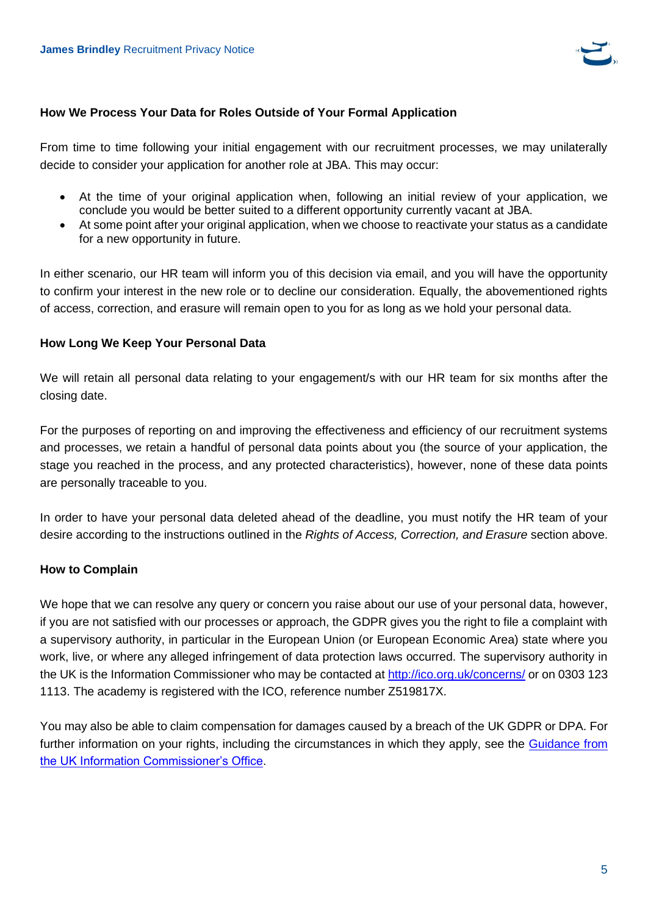**How We Process Your Data for Roles Outside of Your Formal Application**

From time to time following your initial engagement with our recruitment processes, we may unilaterally decide to consider your application for another role at JBA. This may occur:

- At the time of your original application when, following an initial review of your application, we conclude you would be better suited to a different opportunity currently vacant at JBA.
- At some point after your original application, when we choose to reactivate your status as a candidate for a new opportunity in future.

In either scenario, our HR team will inform you of this decision via email, and you will have the opportunity to confirm your interest in the new role or to decline our consideration. Equally, the abovementioned rights of access, correction, and erasure will remain open to you for as long as we hold your personal data.

**How Long We Keep Your Personal Data**

We will retain all personal data relating to your engagement/s with our HR team for six months after the closing date.

For the purposes of reporting on and improving the effectiveness and efficiency of our recruitment systems and processes, we retain a handful of personal data points about you (the source of your application, the stage you reached in the process, and any protected characteristics), however, none of these data points are personally traceable to you.

In order to have your personal data deleted ahead of the deadline, you must notify the HR team of your desire according to the instructions outlined in the *Rights of Access, Correction, and Erasure* section above.

**How to Complain**

We hope that we can resolve any query or concern you raise about our use of your personal data, however, if you are not satisfied with our processes or approach, the GDPR gives you the right to file a complaint with a supervisory authority, in particular in the European Union (or European Economic Area) state where you work, live, or where any alleged infringement of data protection laws occurred. The supervisory authority in the UK is the Information Commissioner who may be contacted at [http://ico.org.uk/concerns/](http://ico.org.uk/concerns/) or on 0303 123 1113. The academy is registered with the ICO, reference number Z519817X.

You may also be able to claim compensation for damages caused by a breach of the UK GDPR or DPA. For further information on your rights, including the circumstances in which they apply, see the Guidance from the UK Information Commissioner's Office.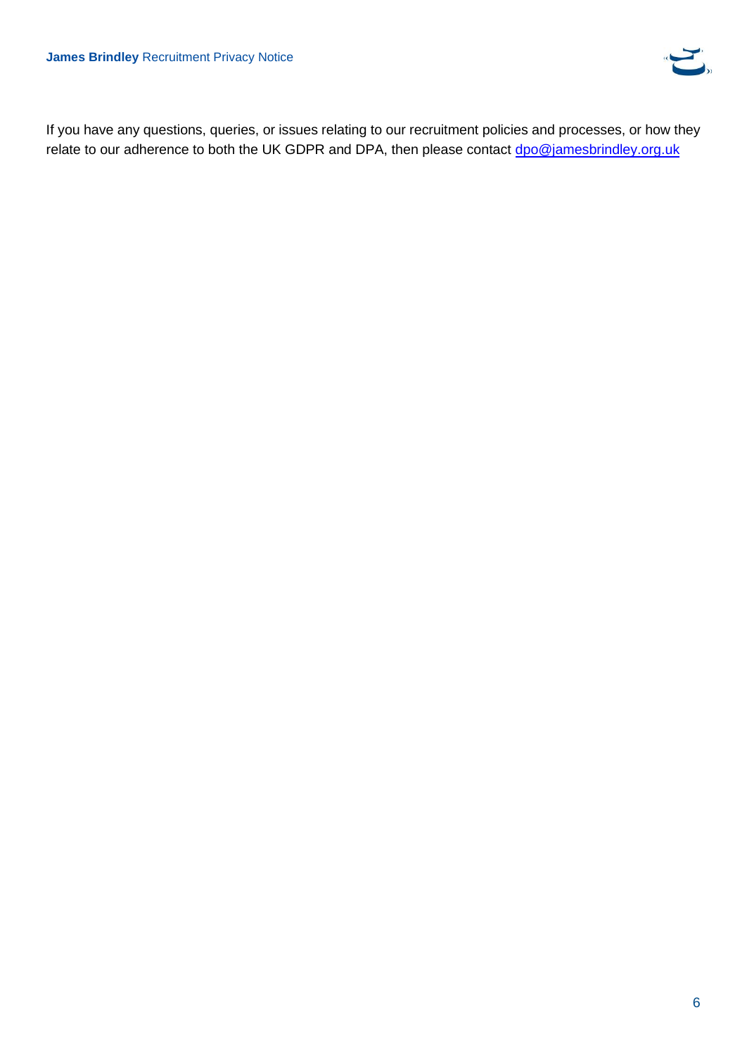If you have any questions, queries, or issues relating to our recruitment policies and processes, or how they relate to our adherence to both the UK GDPR and DPA, then please contact [dpo@jamesbrindley.org.uk](mailto:dpo@jamesbrindley.org.uk)